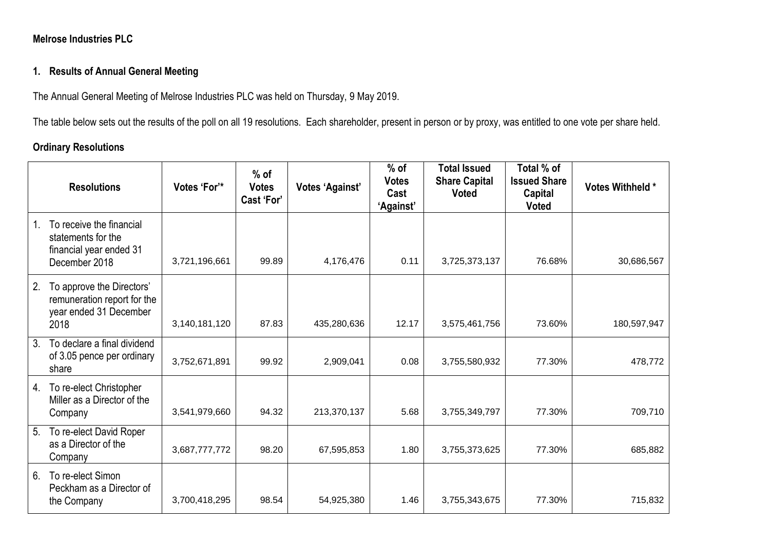**Melrose Industries PLC**

## 1. Results of Annual General Meeting

The Annual General Meeting of Melrose Industries PLC was held on Thursday, 9 May 2019.

The table below sets out the results of the poll on all 19 resolutions. Each shareholder, present in person or by proxy, was entitled to one vote per share held.

### Ordinary Resolutions

| Resolutions | Votes 'For'* | % of Votes Cast 'For' | Votes 'Against' | % of Votes Cast 'Against' | Total Issued Share Capital Voted | Total % of Issued Share Capital Voted | Votes Withheld * |
|---|---|---|---|---|---|---|---|
| 1. To receive the financial statements for the financial year ended 31 December 2018 | 3,721,196,661 | 99.89 | 4,176,476 | 0.11 | 3,725,373,137 | 76.68% | 30,686,567 |
| 2. To approve the Directors' remuneration report for the year ended 31 December 2018 | 3,140,181,120 | 87.83 | 435,280,636 | 12.17 | 3,575,461,756 | 73.60% | 180,597,947 |
| 3. To declare a final dividend of 3.05 pence per ordinary share | 3,752,671,891 | 99.92 | 2,909,041 | 0.08 | 3,755,580,932 | 77.30% | 478,772 |
| 4. To re-elect Christopher Miller as a Director of the Company | 3,541,979,660 | 94.32 | 213,370,137 | 5.68 | 3,755,349,797 | 77.30% | 709,710 |
| 5. To re-elect David Roper as a Director of the Company | 3,687,777,772 | 98.20 | 67,595,853 | 1.80 | 3,755,373,625 | 77.30% | 685,882 |
| 6. To re-elect Simon Peckham as a Director of the Company | 3,700,418,295 | 98.54 | 54,925,380 | 1.46 | 3,755,343,675 | 77.30% | 715,832 |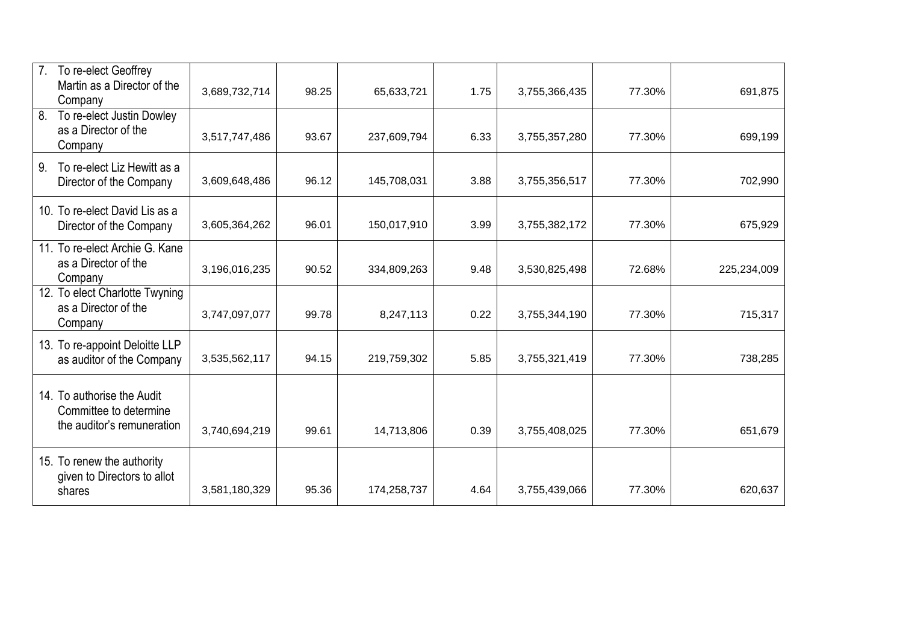| | | | | | | | |
|---|---|---|---|---|---|---|---|
| 7. To re-elect Geoffrey Martin as a Director of the Company | 3,689,732,714 | 98.25 | 65,633,721 | 1.75 | 3,755,366,435 | 77.30% | 691,875 |
| 8. To re-elect Justin Dowley as a Director of the Company | 3,517,747,486 | 93.67 | 237,609,794 | 6.33 | 3,755,357,280 | 77.30% | 699,199 |
| 9. To re-elect Liz Hewitt as a Director of the Company | 3,609,648,486 | 96.12 | 145,708,031 | 3.88 | 3,755,356,517 | 77.30% | 702,990 |
| 10. To re-elect David Lis as a Director of the Company | 3,605,364,262 | 96.01 | 150,017,910 | 3.99 | 3,755,382,172 | 77.30% | 675,929 |
| 11. To re-elect Archie G. Kane as a Director of the Company | 3,196,016,235 | 90.52 | 334,809,263 | 9.48 | 3,530,825,498 | 72.68% | 225,234,009 |
| 12. To elect Charlotte Twyning as a Director of the Company | 3,747,097,077 | 99.78 | 8,247,113 | 0.22 | 3,755,344,190 | 77.30% | 715,317 |
| 13. To re-appoint Deloitte LLP as auditor of the Company | 3,535,562,117 | 94.15 | 219,759,302 | 5.85 | 3,755,321,419 | 77.30% | 738,285 |
| 14. To authorise the Audit Committee to determine the auditor's remuneration | 3,740,694,219 | 99.61 | 14,713,806 | 0.39 | 3,755,408,025 | 77.30% | 651,679 |
| 15. To renew the authority given to Directors to allot shares | 3,581,180,329 | 95.36 | 174,258,737 | 4.64 | 3,755,439,066 | 77.30% | 620,637 |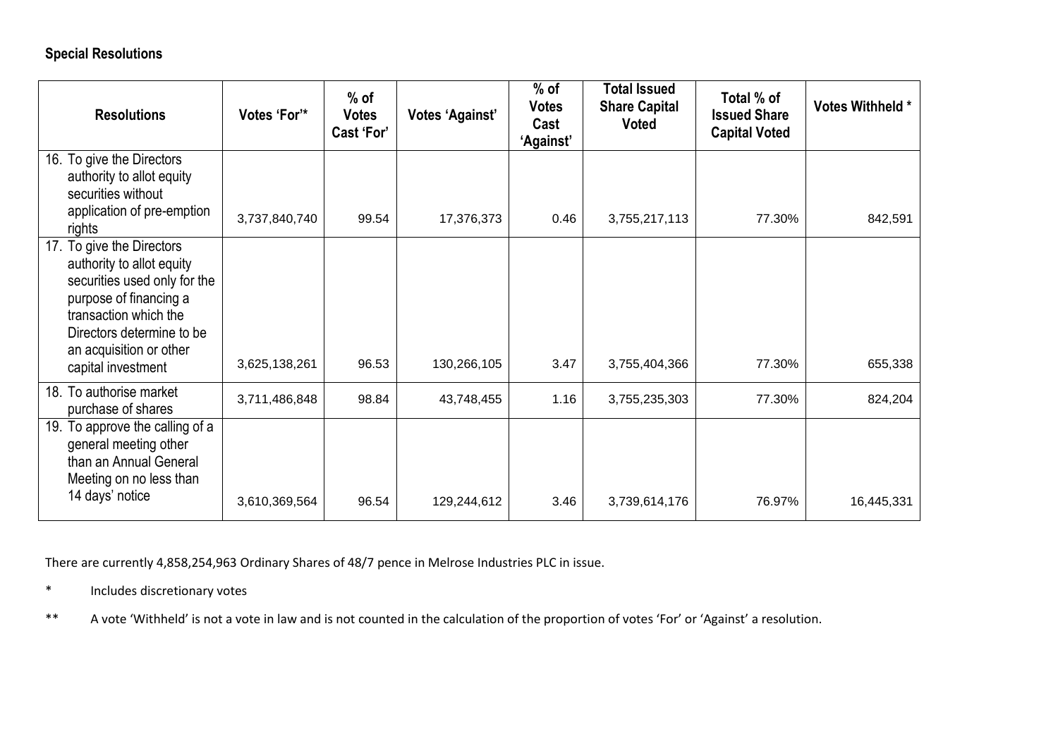**Special Resolutions**

| Resolutions | Votes 'For'* | % of Votes Cast 'For' | Votes 'Against' | % of Votes Cast 'Against' | Total Issued Share Capital Voted | Total % of Issued Share Capital Voted | Votes Withheld * |
|---|---|---|---|---|---|---|---|
| 16. To give the Directors authority to allot equity securities without application of pre-emption rights | 3,737,840,740 | 99.54 | 17,376,373 | 0.46 | 3,755,217,113 | 77.30% | 842,591 |
| 17. To give the Directors authority to allot equity securities used only for the purpose of financing a transaction which the Directors determine to be an acquisition or other capital investment | 3,625,138,261 | 96.53 | 130,266,105 | 3.47 | 3,755,404,366 | 77.30% | 655,338 |
| 18. To authorise market purchase of shares | 3,711,486,848 | 98.84 | 43,748,455 | 1.16 | 3,755,235,303 | 77.30% | 824,204 |
| 19. To approve the calling of a general meeting other than an Annual General Meeting on no less than 14 days' notice | 3,610,369,564 | 96.54 | 129,244,612 | 3.46 | 3,739,614,176 | 76.97% | 16,445,331 |

There are currently 4,858,254,963 Ordinary Shares of 48/7 pence in Melrose Industries PLC in issue.

\* Includes discretionary votes

** A vote 'Withheld' is not a vote in law and is not counted in the calculation of the proportion of votes 'For' or 'Against' a resolution.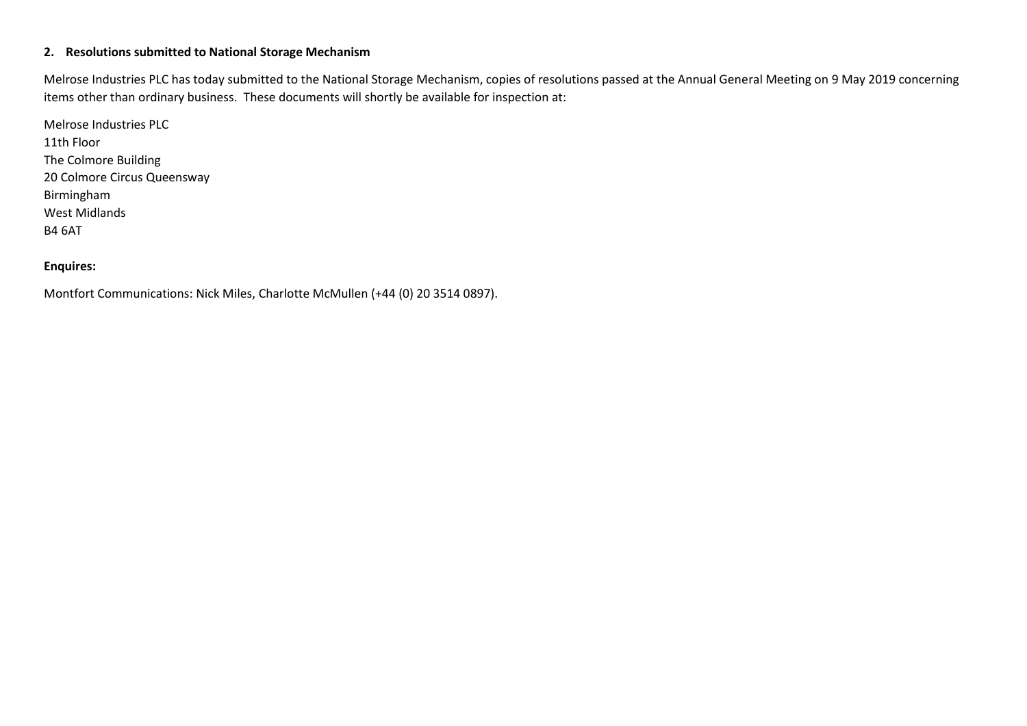## 2. Resolutions submitted to National Storage Mechanism

Melrose Industries PLC has today submitted to the National Storage Mechanism, copies of resolutions passed at the Annual General Meeting on 9 May 2019 concerning items other than ordinary business. These documents will shortly be available for inspection at:

Melrose Industries PLC
11th Floor
The Colmore Building
20 Colmore Circus Queensway
Birmingham
West Midlands
B4 6AT

**Enquires:**

Montfort Communications: Nick Miles, Charlotte McMullen (+44 (0) 20 3514 0897).